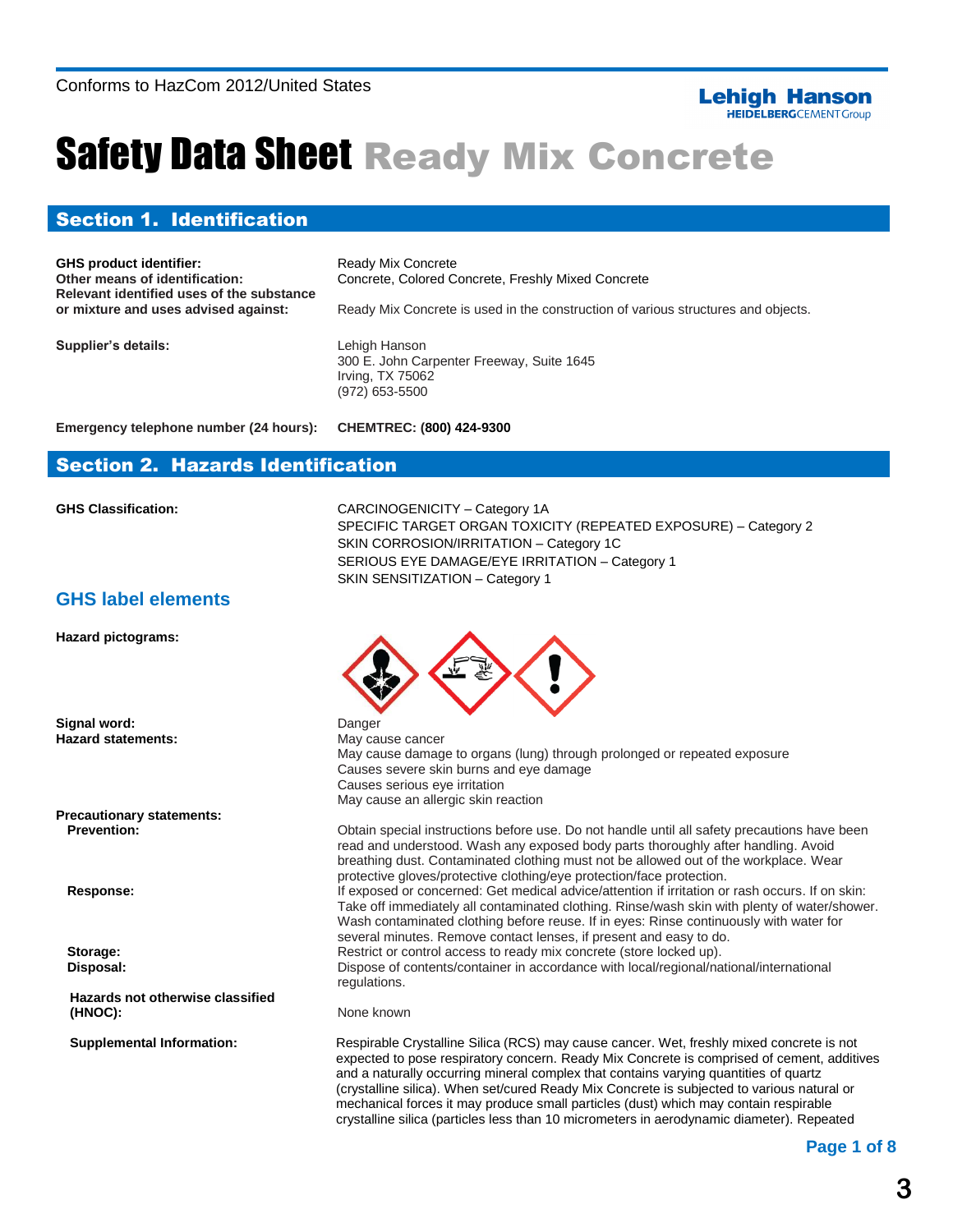Conforms to HazCom 2012/United States

# Safety Data Sheet Ready Mix Concrete

## Section 1. Identification

**GHS product identifier:** Ready Mix Concrete

**Other means of identification:** Concrete, Colored Concrete, Freshly Mixed Concrete

**Relevant identified uses of the substance or mixture and uses advised against:** Ready Mix Concrete is used in the construction of various structures and objects.

**Supplier's details:**
Lehigh Hanson
300 E. John Carpenter Freeway, Suite 1645
Irving, TX 75062
(972) 653-5500

**Emergency telephone number (24 hours):** **CHEMTREC: (800) 424-9300**

## Section 2. Hazards Identification

**GHS Classification:**
CARCINOGENICITY – Category 1A
SPECIFIC TARGET ORGAN TOXICITY (REPEATED EXPOSURE) – Category 2
SKIN CORROSION/IRRITATION – Category 1C
SERIOUS EYE DAMAGE/EYE IRRITATION – Category 1
SKIN SENSITIZATION – Category 1

### GHS label elements

**Hazard pictograms:**

**Signal word:** Danger

**Hazard statements:**
May cause cancer
May cause damage to organs (lung) through prolonged or repeated exposure
Causes severe skin burns and eye damage
Causes serious eye irritation
May cause an allergic skin reaction

**Precautionary statements:**

**Prevention:** Obtain special instructions before use. Do not handle until all safety precautions have been read and understood. Wash any exposed body parts thoroughly after handling. Avoid breathing dust. Contaminated clothing must not be allowed out of the workplace. Wear protective gloves/protective clothing/eye protection/face protection.

**Response:** If exposed or concerned: Get medical advice/attention if irritation or rash occurs. If on skin: Take off immediately all contaminated clothing. Rinse/wash skin with plenty of water/shower. Wash contaminated clothing before reuse. If in eyes: Rinse continuously with water for several minutes. Remove contact lenses, if present and easy to do.

**Storage:** Restrict or control access to ready mix concrete (store locked up).

**Disposal:** Dispose of contents/container in accordance with local/regional/national/international regulations.

**Hazards not otherwise classified (HNOC):** None known

**Supplemental Information:** Respirable Crystalline Silica (RCS) may cause cancer. Wet, freshly mixed concrete is not expected to pose respiratory concern. Ready Mix Concrete is comprised of cement, additives and a naturally occurring mineral complex that contains varying quantities of quartz (crystalline silica). When set/cured Ready Mix Concrete is subjected to various natural or mechanical forces it may produce small particles (dust) which may contain respirable crystalline silica (particles less than 10 micrometers in aerodynamic diameter). Repeated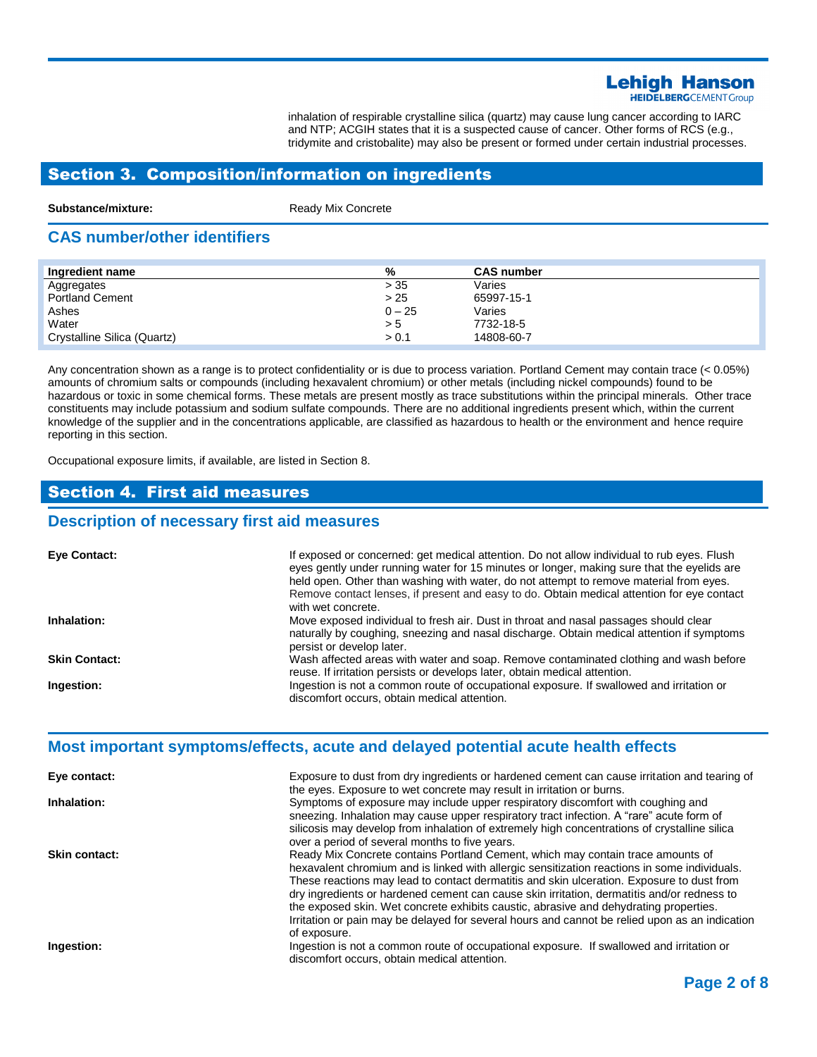inhalation of respirable crystalline silica (quartz) may cause lung cancer according to IARC and NTP; ACGIH states that it is a suspected cause of cancer. Other forms of RCS (e.g., tridymite and cristobalite) may also be present or formed under certain industrial processes.

## Section 3. Composition/information on ingredients

**Substance/mixture:** Ready Mix Concrete

### CAS number/other identifiers

| Ingredient name | % | CAS number |
|---|---|---|
| Aggregates | > 35 | Varies |
| Portland Cement | > 25 | 65997-15-1 |
| Ashes | 0 – 25 | Varies |
| Water | > 5 | 7732-18-5 |
| Crystalline Silica (Quartz) | > 0.1 | 14808-60-7 |

Any concentration shown as a range is to protect confidentiality or is due to process variation. Portland Cement may contain trace (< 0.05%) amounts of chromium salts or compounds (including hexavalent chromium) or other metals (including nickel compounds) found to be hazardous or toxic in some chemical forms. These metals are present mostly as trace substitutions within the principal minerals. Other trace constituents may include potassium and sodium sulfate compounds. There are no additional ingredients present which, within the current knowledge of the supplier and in the concentrations applicable, are classified as hazardous to health or the environment and hence require reporting in this section.

Occupational exposure limits, if available, are listed in Section 8.

## Section 4. First aid measures

### Description of necessary first aid measures

**Eye Contact:** If exposed or concerned: get medical attention. Do not allow individual to rub eyes. Flush eyes gently under running water for 15 minutes or longer, making sure that the eyelids are held open. Other than washing with water, do not attempt to remove material from eyes. Remove contact lenses, if present and easy to do. Obtain medical attention for eye contact with wet concrete.

**Inhalation:** Move exposed individual to fresh air. Dust in throat and nasal passages should clear naturally by coughing, sneezing and nasal discharge. Obtain medical attention if symptoms persist or develop later.

**Skin Contact:** Wash affected areas with water and soap. Remove contaminated clothing and wash before reuse. If irritation persists or develops later, obtain medical attention.

**Ingestion:** Ingestion is not a common route of occupational exposure. If swallowed and irritation or discomfort occurs, obtain medical attention.

### Most important symptoms/effects, acute and delayed potential acute health effects

**Eye contact:** Exposure to dust from dry ingredients or hardened cement can cause irritation and tearing of the eyes. Exposure to wet concrete may result in irritation or burns.

**Inhalation:** Symptoms of exposure may include upper respiratory discomfort with coughing and sneezing. Inhalation may cause upper respiratory tract infection. A "rare" acute form of silicosis may develop from inhalation of extremely high concentrations of crystalline silica over a period of several months to five years.

**Skin contact:** Ready Mix Concrete contains Portland Cement, which may contain trace amounts of hexavalent chromium and is linked with allergic sensitization reactions in some individuals. These reactions may lead to contact dermatitis and skin ulceration. Exposure to dust from dry ingredients or hardened cement can cause skin irritation, dermatitis and/or redness to the exposed skin. Wet concrete exhibits caustic, abrasive and dehydrating properties. Irritation or pain may be delayed for several hours and cannot be relied upon as an indication of exposure.

**Ingestion:** Ingestion is not a common route of occupational exposure. If swallowed and irritation or discomfort occurs, obtain medical attention.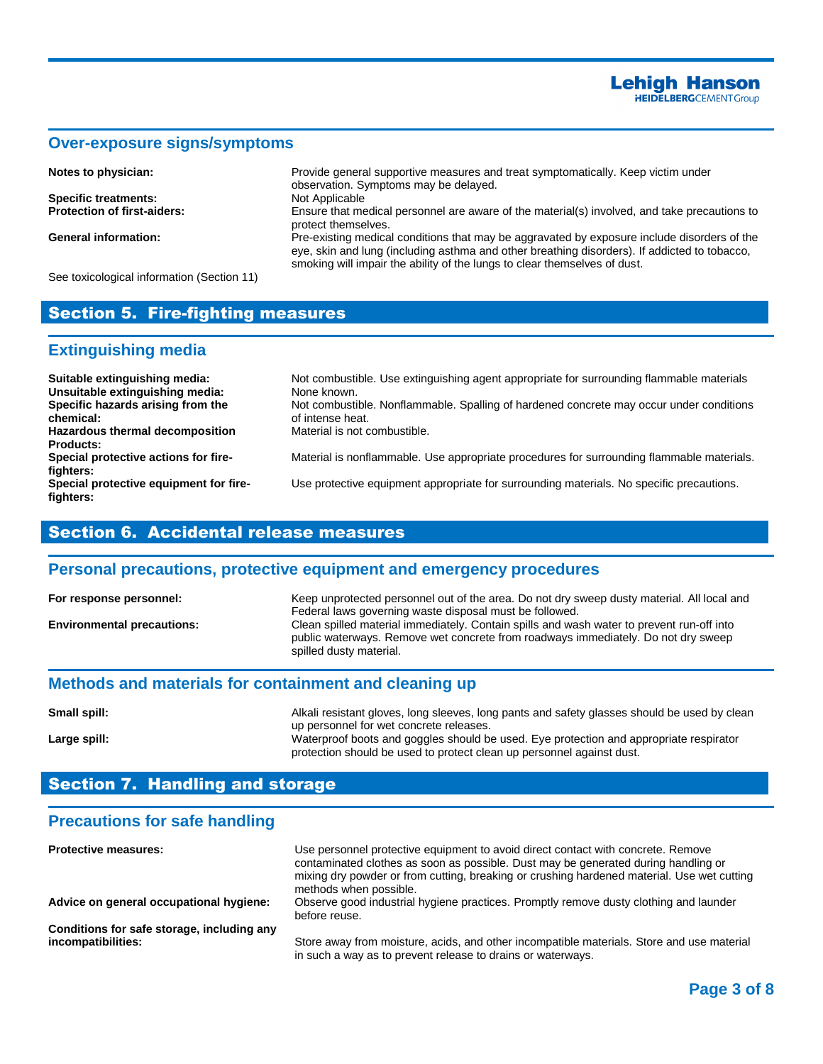### Over-exposure signs/symptoms

**Notes to physician:** Provide general supportive measures and treat symptomatically. Keep victim under observation. Symptoms may be delayed.

**Specific treatments:** Not Applicable

**Protection of first-aiders:** Ensure that medical personnel are aware of the material(s) involved, and take precautions to protect themselves.

**General information:** Pre-existing medical conditions that may be aggravated by exposure include disorders of the eye, skin and lung (including asthma and other breathing disorders). If addicted to tobacco, smoking will impair the ability of the lungs to clear themselves of dust.

See toxicological information (Section 11)

## Section 5. Fire-fighting measures

### Extinguishing media

**Suitable extinguishing media:** Not combustible. Use extinguishing agent appropriate for surrounding flammable materials

**Unsuitable extinguishing media:** None known.

**Specific hazards arising from the chemical:** Not combustible. Nonflammable. Spalling of hardened concrete may occur under conditions of intense heat.

**Hazardous thermal decomposition Products:** Material is not combustible.

**Special protective actions for fire-fighters:** Material is nonflammable. Use appropriate procedures for surrounding flammable materials.

**Special protective equipment for fire-fighters:** Use protective equipment appropriate for surrounding materials. No specific precautions.

## Section 6. Accidental release measures

### Personal precautions, protective equipment and emergency procedures

**For response personnel:** Keep unprotected personnel out of the area. Do not dry sweep dusty material. All local and Federal laws governing waste disposal must be followed.

**Environmental precautions:** Clean spilled material immediately. Contain spills and wash water to prevent run-off into public waterways. Remove wet concrete from roadways immediately. Do not dry sweep spilled dusty material.

### Methods and materials for containment and cleaning up

**Small spill:** Alkali resistant gloves, long sleeves, long pants and safety glasses should be used by clean up personnel for wet concrete releases.

**Large spill:** Waterproof boots and goggles should be used. Eye protection and appropriate respirator protection should be used to protect clean up personnel against dust.

## Section 7. Handling and storage

### Precautions for safe handling

**Protective measures:** Use personnel protective equipment to avoid direct contact with concrete. Remove contaminated clothes as soon as possible. Dust may be generated during handling or mixing dry powder or from cutting, breaking or crushing hardened material. Use wet cutting methods when possible.

**Advice on general occupational hygiene:** Observe good industrial hygiene practices. Promptly remove dusty clothing and launder before reuse.

**Conditions for safe storage, including any incompatibilities:** Store away from moisture, acids, and other incompatible materials. Store and use material in such a way as to prevent release to drains or waterways.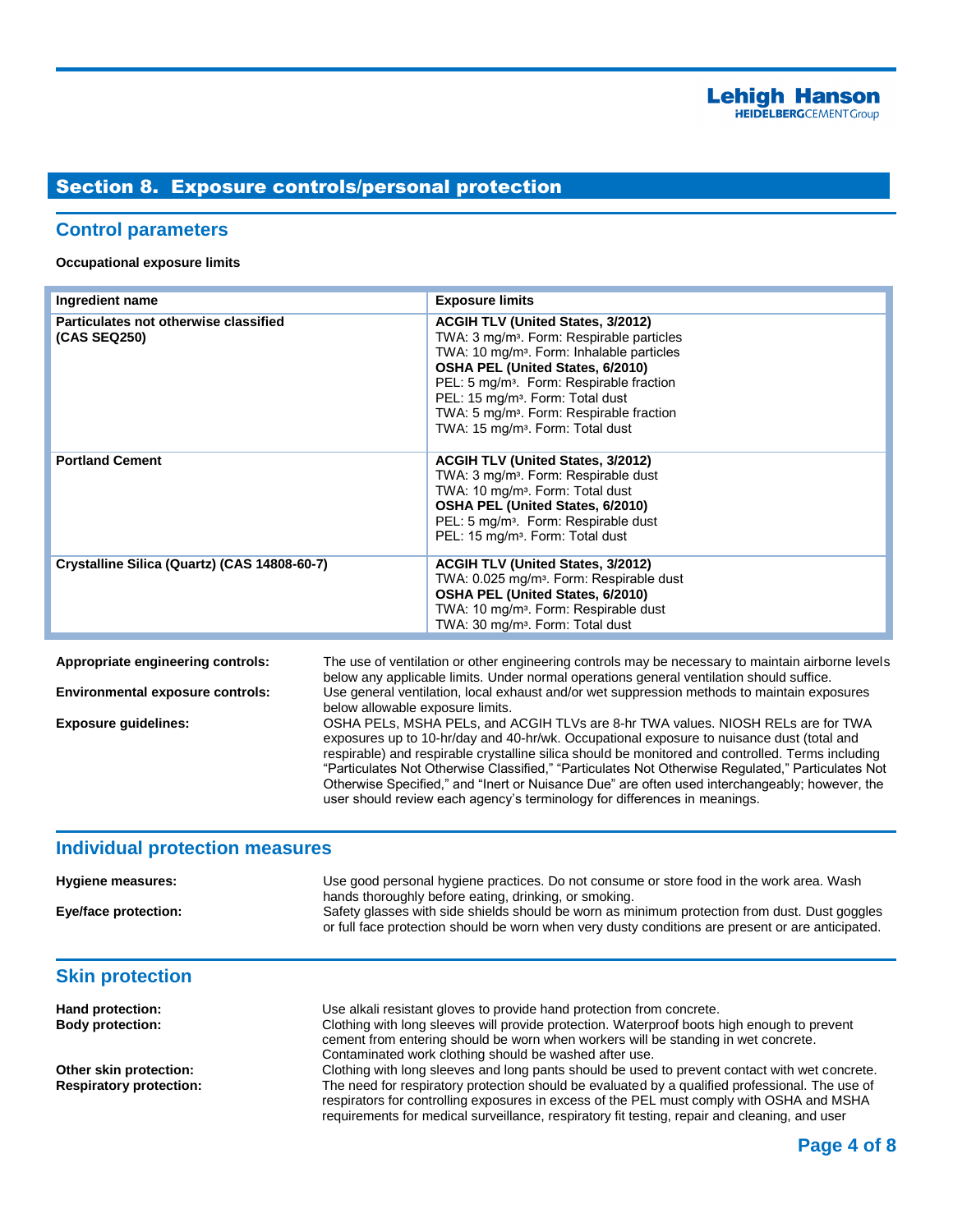## Section 8. Exposure controls/personal protection

### Control parameters

**Occupational exposure limits**

| Ingredient name | Exposure limits |
|---|---|
| **Particulates not otherwise classified (CAS SEQ250)** | **ACGIH TLV (United States, 3/2012)**<br>TWA: 3 mg/m³. Form: Respirable particles<br>TWA: 10 mg/m³. Form: Inhalable particles<br>**OSHA PEL (United States, 6/2010)**<br>PEL: 5 mg/m³. Form: Respirable fraction<br>PEL: 15 mg/m³. Form: Total dust<br>TWA: 5 mg/m³. Form: Respirable fraction<br>TWA: 15 mg/m³. Form: Total dust |
| **Portland Cement** | **ACGIH TLV (United States, 3/2012)**<br>TWA: 3 mg/m³. Form: Respirable dust<br>TWA: 10 mg/m³. Form: Total dust<br>**OSHA PEL (United States, 6/2010)**<br>PEL: 5 mg/m³. Form: Respirable dust<br>PEL: 15 mg/m³. Form: Total dust |
| **Crystalline Silica (Quartz) (CAS 14808-60-7)** | **ACGIH TLV (United States, 3/2012)**<br>TWA: 0.025 mg/m³. Form: Respirable dust<br>**OSHA PEL (United States, 6/2010)**<br>TWA: 10 mg/m³. Form: Respirable dust<br>TWA: 30 mg/m³. Form: Total dust |

**Appropriate engineering controls:** The use of ventilation or other engineering controls may be necessary to maintain airborne levels below any applicable limits. Under normal operations general ventilation should suffice.

**Environmental exposure controls:** Use general ventilation, local exhaust and/or wet suppression methods to maintain exposures below allowable exposure limits.

**Exposure guidelines:** OSHA PELs, MSHA PELs, and ACGIH TLVs are 8-hr TWA values. NIOSH RELs are for TWA exposures up to 10-hr/day and 40-hr/wk. Occupational exposure to nuisance dust (total and respirable) and respirable crystalline silica should be monitored and controlled. Terms including "Particulates Not Otherwise Classified," "Particulates Not Otherwise Regulated," Particulates Not Otherwise Specified," and "Inert or Nuisance Due" are often used interchangeably; however, the user should review each agency's terminology for differences in meanings.

### Individual protection measures

**Hygiene measures:** Use good personal hygiene practices. Do not consume or store food in the work area. Wash hands thoroughly before eating, drinking, or smoking.

**Eye/face protection:** Safety glasses with side shields should be worn as minimum protection from dust. Dust goggles or full face protection should be worn when very dusty conditions are present or are anticipated.

### Skin protection

**Hand protection:** Use alkali resistant gloves to provide hand protection from concrete.

**Body protection:** Clothing with long sleeves will provide protection. Waterproof boots high enough to prevent cement from entering should be worn when workers will be standing in wet concrete. Contaminated work clothing should be washed after use.

**Other skin protection:** Clothing with long sleeves and long pants should be used to prevent contact with wet concrete.

**Respiratory protection:** The need for respiratory protection should be evaluated by a qualified professional. The use of respirators for controlling exposures in excess of the PEL must comply with OSHA and MSHA requirements for medical surveillance, respiratory fit testing, repair and cleaning, and user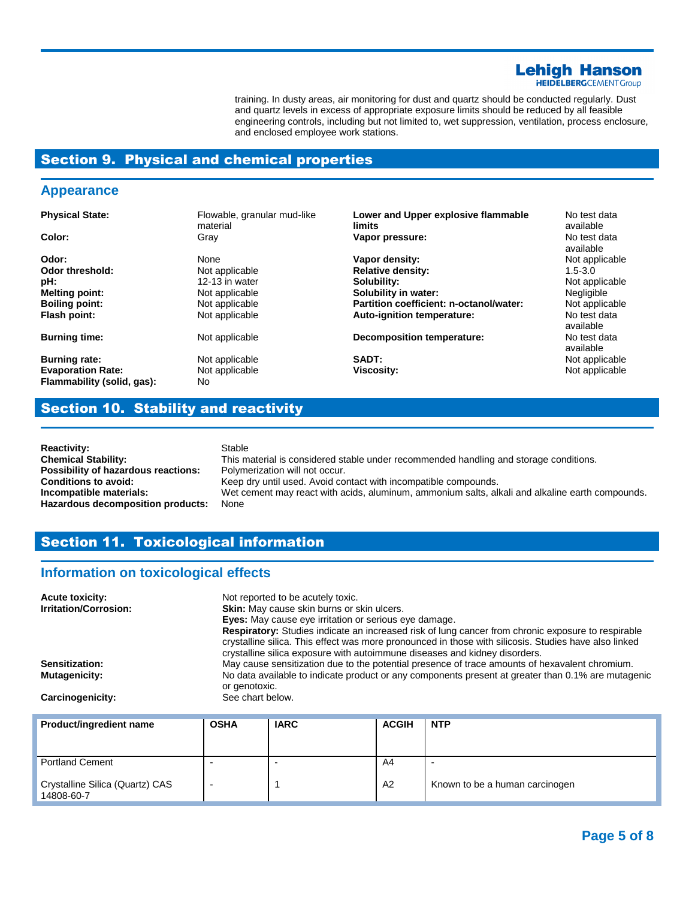training. In dusty areas, air monitoring for dust and quartz should be conducted regularly. Dust and quartz levels in excess of appropriate exposure limits should be reduced by all feasible engineering controls, including but not limited to, wet suppression, ventilation, process enclosure, and enclosed employee work stations.

## Section 9. Physical and chemical properties

### Appearance

| | | | |
|---|---|---|---|
| **Physical State:** | Flowable, granular mud-like material | **Lower and Upper explosive flammable limits** | No test data available |
| **Color:** | Gray | **Vapor pressure:** | No test data available |
| **Odor:** | None | **Vapor density:** | Not applicable |
| **Odor threshold:** | Not applicable | **Relative density:** | 1.5-3.0 |
| **pH:** | 12-13 in water | **Solubility:** | Not applicable |
| **Melting point:** | Not applicable | **Solubility in water:** | Negligible |
| **Boiling point:** | Not applicable | **Partition coefficient: n-octanol/water:** | Not applicable |
| **Flash point:** | Not applicable | **Auto-ignition temperature:** | No test data available |
| **Burning time:** | Not applicable | **Decomposition temperature:** | No test data available |
| **Burning rate:** | Not applicable | **SADT:** | Not applicable |
| **Evaporation Rate:** | Not applicable | **Viscosity:** | Not applicable |
| **Flammability (solid, gas):** | No | | |

## Section 10. Stability and reactivity

**Reactivity:** Stable
**Chemical Stability:** This material is considered stable under recommended handling and storage conditions.
**Possibility of hazardous reactions:** Polymerization will not occur.
**Conditions to avoid:** Keep dry until used. Avoid contact with incompatible compounds.
**Incompatible materials:** Wet cement may react with acids, aluminum, ammonium salts, alkali and alkaline earth compounds.
**Hazardous decomposition products:** None

## Section 11. Toxicological information

### Information on toxicological effects

**Acute toxicity:** Not reported to be acutely toxic.

**Irritation/Corrosion:** **Skin:** May cause skin burns or skin ulcers.
**Eyes:** May cause eye irritation or serious eye damage.
**Respiratory:** Studies indicate an increased risk of lung cancer from chronic exposure to respirable crystalline silica. This effect was more pronounced in those with silicosis. Studies have also linked crystalline silica exposure with autoimmune diseases and kidney disorders.

**Sensitization:** May cause sensitization due to the potential presence of trace amounts of hexavalent chromium.

**Mutagenicity:** No data available to indicate product or any components present at greater than 0.1% are mutagenic or genotoxic.

**Carcinogenicity:** See chart below.

| Product/ingredient name | OSHA | IARC | ACGIH | NTP |
|---|---|---|---|---|
| Portland Cement | - | - | A4 | - |
| Crystalline Silica (Quartz) CAS 14808-60-7 | - | 1 | A2 | Known to be a human carcinogen |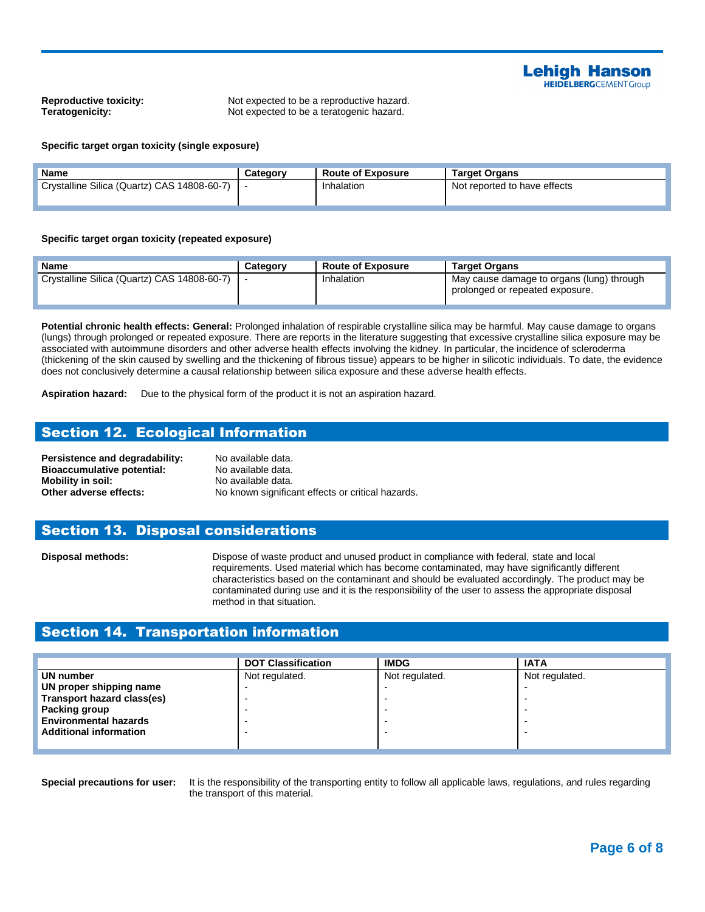**Reproductive toxicity:** Not expected to be a reproductive hazard.
**Teratogenicity:** Not expected to be a teratogenic hazard.

**Specific target organ toxicity (single exposure)**

| Name | Category | Route of Exposure | Target Organs |
|---|---|---|---|
| Crystalline Silica (Quartz) CAS 14808-60-7) | - | Inhalation | Not reported to have effects |

**Specific target organ toxicity (repeated exposure)**

| Name | Category | Route of Exposure | Target Organs |
|---|---|---|---|
| Crystalline Silica (Quartz) CAS 14808-60-7) | - | Inhalation | May cause damage to organs (lung) through prolonged or repeated exposure. |

**Potential chronic health effects: General:** Prolonged inhalation of respirable crystalline silica may be harmful. May cause damage to organs (lungs) through prolonged or repeated exposure. There are reports in the literature suggesting that excessive crystalline silica exposure may be associated with autoimmune disorders and other adverse health effects involving the kidney. In particular, the incidence of scleroderma (thickening of the skin caused by swelling and the thickening of fibrous tissue) appears to be higher in silicotic individuals. To date, the evidence does not conclusively determine a causal relationship between silica exposure and these adverse health effects.

**Aspiration hazard:** Due to the physical form of the product it is not an aspiration hazard.

## Section 12. Ecological Information

**Persistence and degradability:** No available data.
**Bioaccumulative potential:** No available data.
**Mobility in soil:** No available data.
**Other adverse effects:** No known significant effects or critical hazards.

## Section 13. Disposal considerations

**Disposal methods:** Dispose of waste product and unused product in compliance with federal, state and local requirements. Used material which has become contaminated, may have significantly different characteristics based on the contaminant and should be evaluated accordingly. The product may be contaminated during use and it is the responsibility of the user to assess the appropriate disposal method in that situation.

## Section 14. Transportation information

| | DOT Classification | IMDG | IATA |
|---|---|---|---|
| **UN number** | Not regulated. | Not regulated. | Not regulated. |
| **UN proper shipping name** | - | - | - |
| **Transport hazard class(es)** | - | - | - |
| **Packing group** | - | - | - |
| **Environmental hazards** | - | - | - |
| **Additional information** | - | - | - |

**Special precautions for user:** It is the responsibility of the transporting entity to follow all applicable laws, regulations, and rules regarding the transport of this material.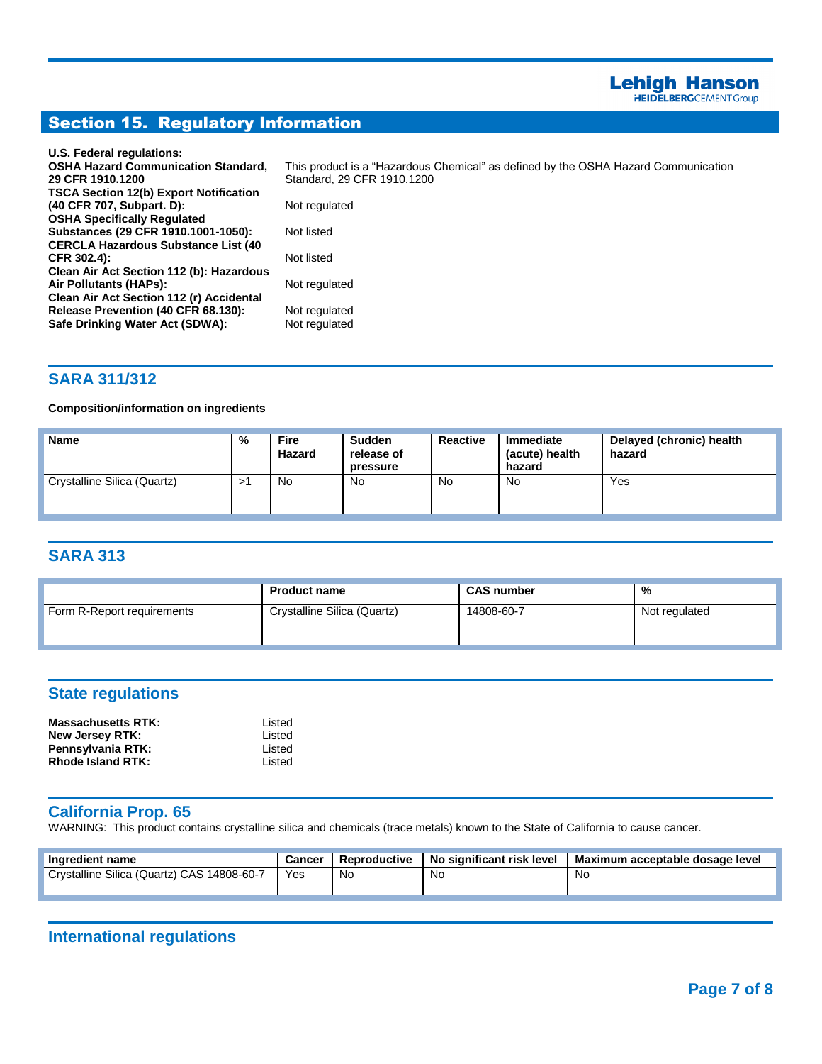## Section 15. Regulatory Information

**U.S. Federal regulations:**

| | |
|---|---|
| **OSHA Hazard Communication Standard, 29 CFR 1910.1200** | This product is a “Hazardous Chemical” as defined by the OSHA Hazard Communication Standard, 29 CFR 1910.1200 |
| **TSCA Section 12(b) Export Notification (40 CFR 707, Subpart. D):** | Not regulated |
| **OSHA Specifically Regulated Substances (29 CFR 1910.1001-1050):** | Not listed |
| **CERCLA Hazardous Substance List (40 CFR 302.4):** | Not listed |
| **Clean Air Act Section 112 (b): Hazardous Air Pollutants (HAPs):** | Not regulated |
| **Clean Air Act Section 112 (r) Accidental Release Prevention (40 CFR 68.130):** | Not regulated |
| **Safe Drinking Water Act (SDWA):** | Not regulated |

### SARA 311/312

**Composition/information on ingredients**

| Name | % | Fire Hazard | Sudden release of pressure | Reactive | Immediate (acute) health hazard | Delayed (chronic) health hazard |
|---|---|---|---|---|---|---|
| Crystalline Silica (Quartz) | >1 | No | No | No | No | Yes |

### SARA 313

| | Product name | CAS number | % |
|---|---|---|---|
| Form R-Report requirements | Crystalline Silica (Quartz) | 14808-60-7 | Not regulated |

### State regulations

| | |
|---|---|
| **Massachusetts RTK:** | Listed |
| **New Jersey RTK:** | Listed |
| **Pennsylvania RTK:** | Listed |
| **Rhode Island RTK:** | Listed |

### California Prop. 65

WARNING: This product contains crystalline silica and chemicals (trace metals) known to the State of California to cause cancer.

| Ingredient name | Cancer | Reproductive | No significant risk level | Maximum acceptable dosage level |
|---|---|---|---|---|
| Crystalline Silica (Quartz) CAS 14808-60-7 | Yes | No | No | No |

### International regulations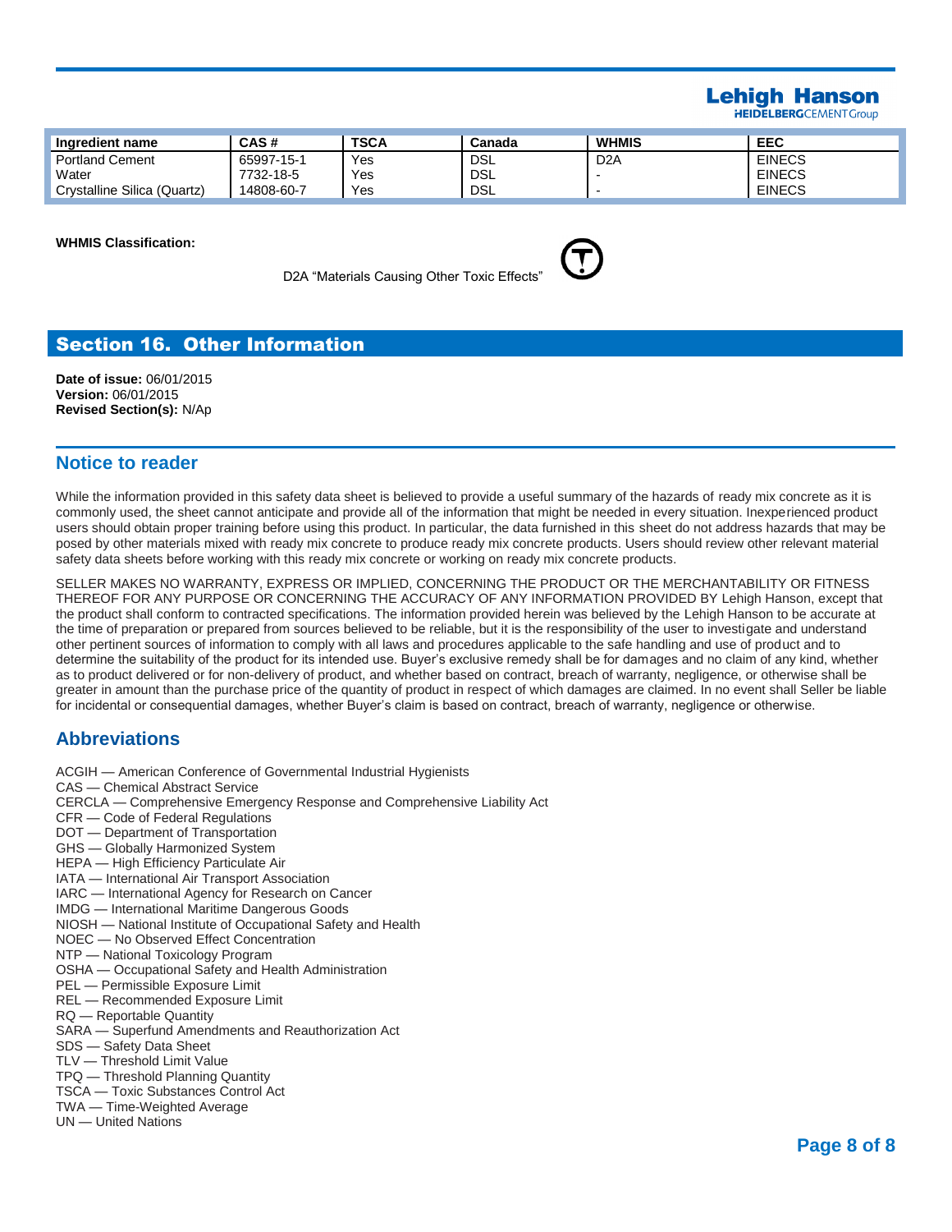| Ingredient name | CAS # | TSCA | Canada | WHMIS | EEC |
|---|---|---|---|---|---|
| Portland Cement | 65997-15-1 | Yes | DSL | D2A | EINECS |
| Water | 7732-18-5 | Yes | DSL | - | EINECS |
| Crystalline Silica (Quartz) | 14808-60-7 | Yes | DSL | - | EINECS |

**WHMIS Classification:**

D2A "Materials Causing Other Toxic Effects"

## Section 16. Other Information

**Date of issue:** 06/01/2015
**Version:** 06/01/2015
**Revised Section(s):** N/Ap

### Notice to reader

While the information provided in this safety data sheet is believed to provide a useful summary of the hazards of ready mix concrete as it is commonly used, the sheet cannot anticipate and provide all of the information that might be needed in every situation. Inexperienced product users should obtain proper training before using this product. In particular, the data furnished in this sheet do not address hazards that may be posed by other materials mixed with ready mix concrete to produce ready mix concrete products. Users should review other relevant material safety data sheets before working with this ready mix concrete or working on ready mix concrete products.

SELLER MAKES NO WARRANTY, EXPRESS OR IMPLIED, CONCERNING THE PRODUCT OR THE MERCHANTABILITY OR FITNESS THEREOF FOR ANY PURPOSE OR CONCERNING THE ACCURACY OF ANY INFORMATION PROVIDED BY Lehigh Hanson, except that the product shall conform to contracted specifications. The information provided herein was believed by the Lehigh Hanson to be accurate at the time of preparation or prepared from sources believed to be reliable, but it is the responsibility of the user to investigate and understand other pertinent sources of information to comply with all laws and procedures applicable to the safe handling and use of product and to determine the suitability of the product for its intended use. Buyer's exclusive remedy shall be for damages and no claim of any kind, whether as to product delivered or for non-delivery of product, and whether based on contract, breach of warranty, negligence, or otherwise shall be greater in amount than the purchase price of the quantity of product in respect of which damages are claimed. In no event shall Seller be liable for incidental or consequential damages, whether Buyer's claim is based on contract, breach of warranty, negligence or otherwise.

### Abbreviations

ACGIH — American Conference of Governmental Industrial Hygienists
CAS — Chemical Abstract Service
CERCLA — Comprehensive Emergency Response and Comprehensive Liability Act
CFR — Code of Federal Regulations
DOT — Department of Transportation
GHS — Globally Harmonized System
HEPA — High Efficiency Particulate Air
IATA — International Air Transport Association
IARC — International Agency for Research on Cancer
IMDG — International Maritime Dangerous Goods
NIOSH — National Institute of Occupational Safety and Health
NOEC — No Observed Effect Concentration
NTP — National Toxicology Program
OSHA — Occupational Safety and Health Administration
PEL — Permissible Exposure Limit
REL — Recommended Exposure Limit
RQ — Reportable Quantity
SARA — Superfund Amendments and Reauthorization Act
SDS — Safety Data Sheet
TLV — Threshold Limit Value
TPQ — Threshold Planning Quantity
TSCA — Toxic Substances Control Act
TWA — Time-Weighted Average
UN — United Nations